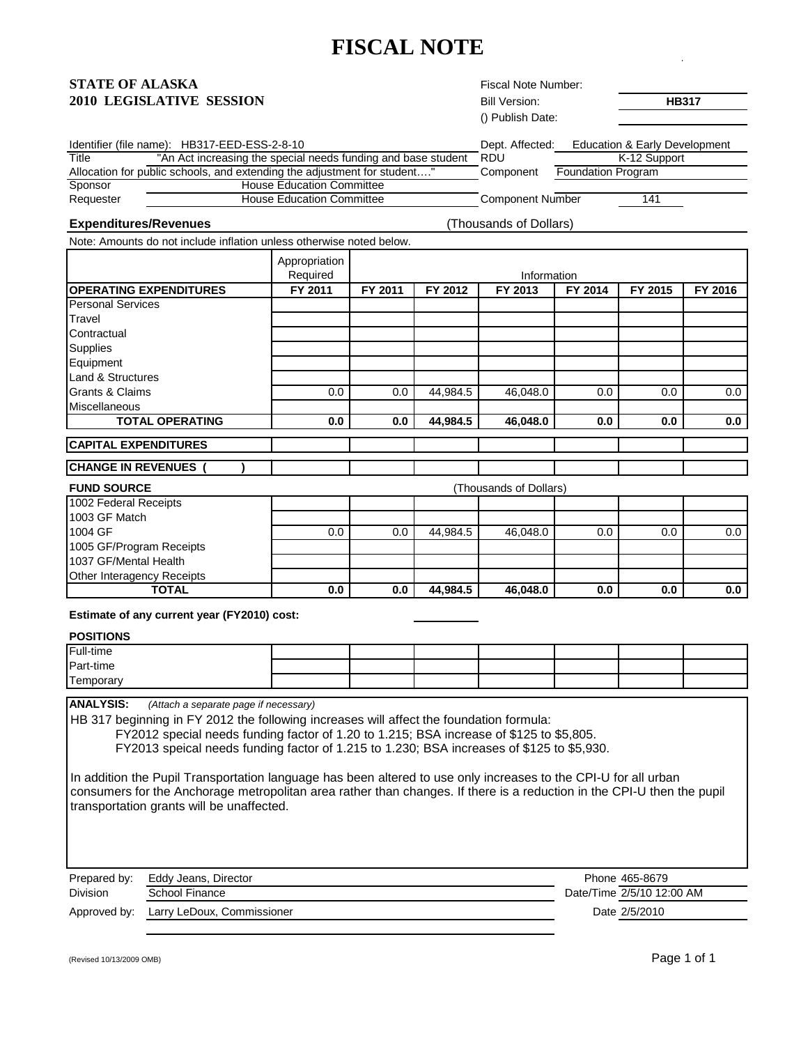# FISCAL NOTE

**STATE OF ALASKA**
**2010 LEGISLATIVE SESSION**

Fiscal Note Number:
Bill Version: **HB317**
() Publish Date:

Identifier (file name): HB317-EED-ESS-2-8-10

Title: "An Act increasing the special needs funding and base student Allocation for public schools, and extending the adjustment for student…."

Sponsor: House Education Committee

Requester: House Education Committee

Dept. Affected: Education & Early Development

RDU: K-12 Support

Component: Foundation Program

Component Number: 141

**Expenditures/Revenues** (Thousands of Dollars)

Note: Amounts do not include inflation unless otherwise noted below.

| | Appropriation Required | Information | | | | | |
|---|---|---|---|---|---|---|---|
| **OPERATING EXPENDITURES** | **FY 2011** | **FY 2011** | **FY 2012** | **FY 2013** | **FY 2014** | **FY 2015** | **FY 2016** |
| Personal Services | | | | | | | |
| Travel | | | | | | | |
| Contractual | | | | | | | |
| Supplies | | | | | | | |
| Equipment | | | | | | | |
| Land & Structures | | | | | | | |
| Grants & Claims | 0.0 | 0.0 | 44,984.5 | 46,048.0 | 0.0 | 0.0 | 0.0 |
| Miscellaneous | | | | | | | |
| **TOTAL OPERATING** | **0.0** | **0.0** | **44,984.5** | **46,048.0** | **0.0** | **0.0** | **0.0** |
| **CAPITAL EXPENDITURES** | | | | | | | |
| **CHANGE IN REVENUES ( )** | | | | | | | |

**FUND SOURCE** (Thousands of Dollars)

| | | | | | | | |
|---|---|---|---|---|---|---|---|
| 1002 Federal Receipts | | | | | | | |
| 1003 GF Match | | | | | | | |
| 1004 GF | 0.0 | 0.0 | 44,984.5 | 46,048.0 | 0.0 | 0.0 | 0.0 |
| 1005 GF/Program Receipts | | | | | | | |
| 1037 GF/Mental Health | | | | | | | |
| Other Interagency Receipts | | | | | | | |
| **TOTAL** | **0.0** | **0.0** | **44,984.5** | **46,048.0** | **0.0** | **0.0** | **0.0** |

**Estimate of any current year (FY2010) cost:**

**POSITIONS**

| | | | | | | | |
|---|---|---|---|---|---|---|---|
| Full-time | | | | | | | |
| Part-time | | | | | | | |
| Temporary | | | | | | | |

**ANALYSIS:** *(Attach a separate page if necessary)*

HB 317 beginning in FY 2012 the following increases will affect the foundation formula:
FY2012 special needs funding factor of 1.20 to 1.215; BSA increase of $125 to $5,805.
FY2013 speical needs funding factor of 1.215 to 1.230; BSA increases of $125 to $5,930.

In addition the Pupil Transportation language has been altered to use only increases to the CPI-U for all urban consumers for the Anchorage metropolitan area rather than changes. If there is a reduction in the CPI-U then the pupil transportation grants will be unaffected.

Prepared by: Eddy Jeans, Director — Phone 465-8679
Division: School Finance — Date/Time 2/5/10 12:00 AM
Approved by: Larry LeDoux, Commissioner — Date 2/5/2010

(Revised 10/13/2009 OMB)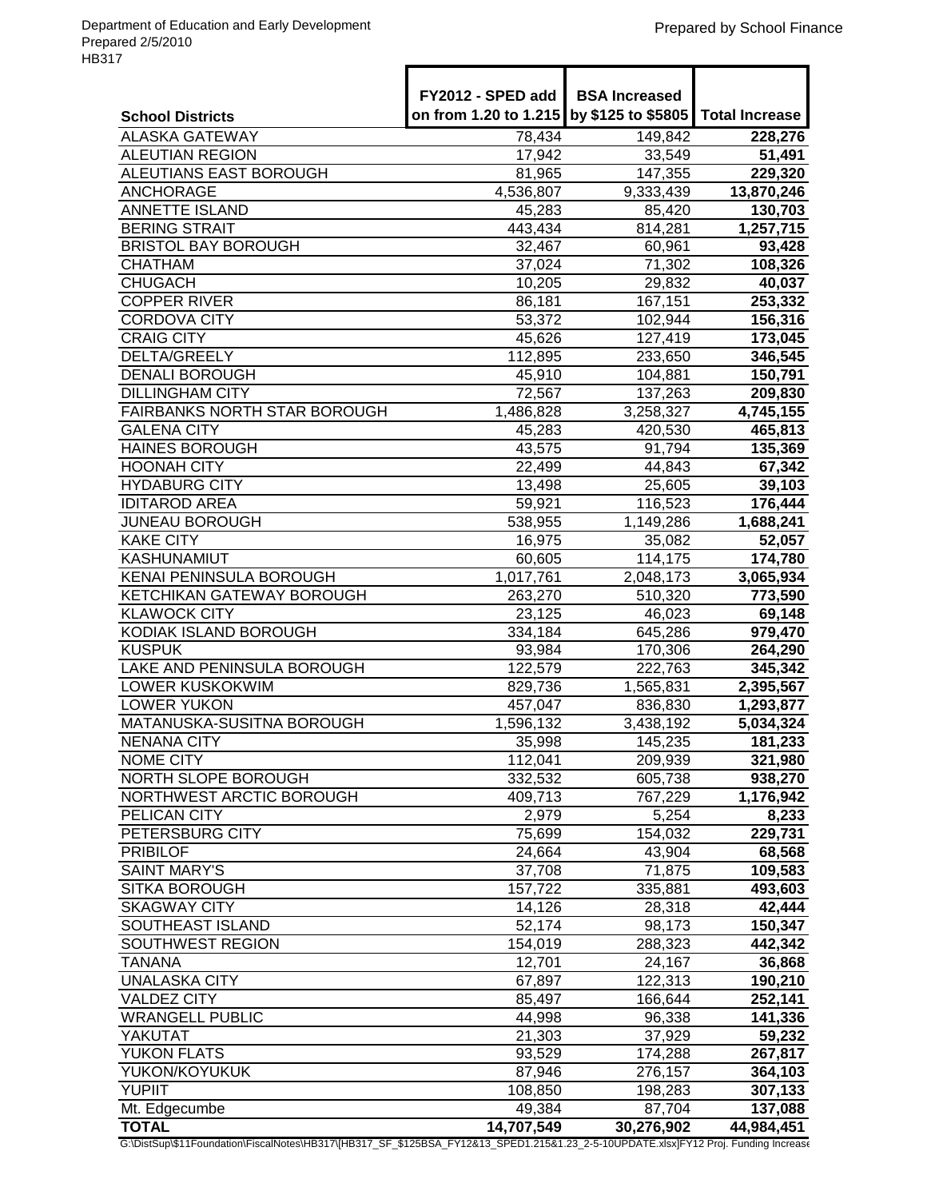Department of Education and Early Development
Prepared 2/5/2010
HB317

Prepared by School Finance

| School Districts | FY2012 - SPED add on from 1.20 to 1.215 | BSA Increased by $125 to $5805 | Total Increase |
|---|---|---|---|
| ALASKA GATEWAY | 78,434 | 149,842 | **228,276** |
| ALEUTIAN REGION | 17,942 | 33,549 | **51,491** |
| ALEUTIANS EAST BOROUGH | 81,965 | 147,355 | **229,320** |
| ANCHORAGE | 4,536,807 | 9,333,439 | **13,870,246** |
| ANNETTE ISLAND | 45,283 | 85,420 | **130,703** |
| BERING STRAIT | 443,434 | 814,281 | **1,257,715** |
| BRISTOL BAY BOROUGH | 32,467 | 60,961 | **93,428** |
| CHATHAM | 37,024 | 71,302 | **108,326** |
| CHUGACH | 10,205 | 29,832 | **40,037** |
| COPPER RIVER | 86,181 | 167,151 | **253,332** |
| CORDOVA CITY | 53,372 | 102,944 | **156,316** |
| CRAIG CITY | 45,626 | 127,419 | **173,045** |
| DELTA/GREELY | 112,895 | 233,650 | **346,545** |
| DENALI BOROUGH | 45,910 | 104,881 | **150,791** |
| DILLINGHAM CITY | 72,567 | 137,263 | **209,830** |
| FAIRBANKS NORTH STAR BOROUGH | 1,486,828 | 3,258,327 | **4,745,155** |
| GALENA CITY | 45,283 | 420,530 | **465,813** |
| HAINES BOROUGH | 43,575 | 91,794 | **135,369** |
| HOONAH CITY | 22,499 | 44,843 | **67,342** |
| HYDABURG CITY | 13,498 | 25,605 | **39,103** |
| IDITAROD AREA | 59,921 | 116,523 | **176,444** |
| JUNEAU BOROUGH | 538,955 | 1,149,286 | **1,688,241** |
| KAKE CITY | 16,975 | 35,082 | **52,057** |
| KASHUNAMIUT | 60,605 | 114,175 | **174,780** |
| KENAI PENINSULA BOROUGH | 1,017,761 | 2,048,173 | **3,065,934** |
| KETCHIKAN GATEWAY BOROUGH | 263,270 | 510,320 | **773,590** |
| KLAWOCK CITY | 23,125 | 46,023 | **69,148** |
| KODIAK ISLAND BOROUGH | 334,184 | 645,286 | **979,470** |
| KUSPUK | 93,984 | 170,306 | **264,290** |
| LAKE AND PENINSULA BOROUGH | 122,579 | 222,763 | **345,342** |
| LOWER KUSKOKWIM | 829,736 | 1,565,831 | **2,395,567** |
| LOWER YUKON | 457,047 | 836,830 | **1,293,877** |
| MATANUSKA-SUSITNA BOROUGH | 1,596,132 | 3,438,192 | **5,034,324** |
| NENANA CITY | 35,998 | 145,235 | **181,233** |
| NOME CITY | 112,041 | 209,939 | **321,980** |
| NORTH SLOPE BOROUGH | 332,532 | 605,738 | **938,270** |
| NORTHWEST ARCTIC BOROUGH | 409,713 | 767,229 | **1,176,942** |
| PELICAN CITY | 2,979 | 5,254 | **8,233** |
| PETERSBURG CITY | 75,699 | 154,032 | **229,731** |
| PRIBILOF | 24,664 | 43,904 | **68,568** |
| SAINT MARY'S | 37,708 | 71,875 | **109,583** |
| SITKA BOROUGH | 157,722 | 335,881 | **493,603** |
| SKAGWAY CITY | 14,126 | 28,318 | **42,444** |
| SOUTHEAST ISLAND | 52,174 | 98,173 | **150,347** |
| SOUTHWEST REGION | 154,019 | 288,323 | **442,342** |
| TANANA | 12,701 | 24,167 | **36,868** |
| UNALASKA CITY | 67,897 | 122,313 | **190,210** |
| VALDEZ CITY | 85,497 | 166,644 | **252,141** |
| WRANGELL PUBLIC | 44,998 | 96,338 | **141,336** |
| YAKUTAT | 21,303 | 37,929 | **59,232** |
| YUKON FLATS | 93,529 | 174,288 | **267,817** |
| YUKON/KOYUKUK | 87,946 | 276,157 | **364,103** |
| YUPIIT | 108,850 | 198,283 | **307,133** |
| Mt. Edgecumbe | 49,384 | 87,704 | **137,088** |
| **TOTAL** | **14,707,549** | **30,276,902** | **44,984,451** |

G:\DistSup\$11Foundation\FiscalNotes\HB317\[HB317_SF_$125BSA_FY12&13_SPED1.215&1.23_2-5-10UPDATE.xlsx]FY12 Proj. Funding Increase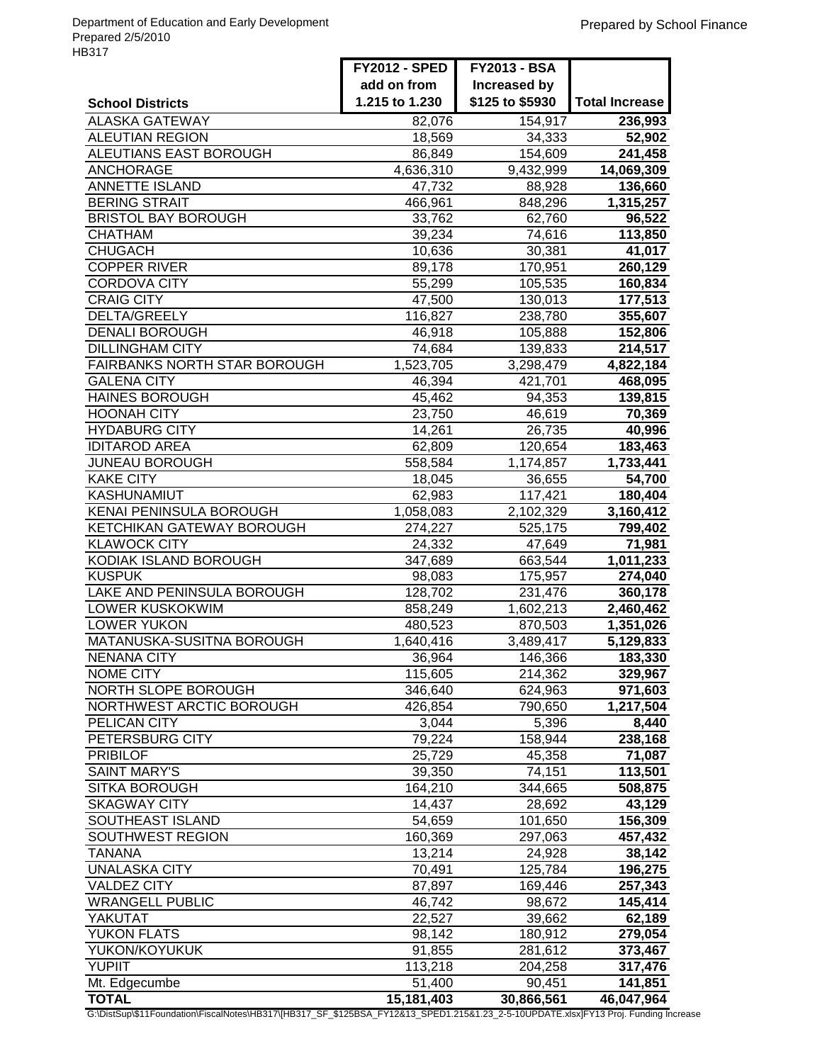Department of Education and Early Development
Prepared 2/5/2010
HB317

Prepared by School Finance

| School Districts | FY2012 - SPED add on from 1.215 to 1.230 | FY2013 - BSA Increased by $125 to $5930 | Total Increase |
|---|---|---|---|
| ALASKA GATEWAY | 82,076 | 154,917 | **236,993** |
| ALEUTIAN REGION | 18,569 | 34,333 | **52,902** |
| ALEUTIANS EAST BOROUGH | 86,849 | 154,609 | **241,458** |
| ANCHORAGE | 4,636,310 | 9,432,999 | **14,069,309** |
| ANNETTE ISLAND | 47,732 | 88,928 | **136,660** |
| BERING STRAIT | 466,961 | 848,296 | **1,315,257** |
| BRISTOL BAY BOROUGH | 33,762 | 62,760 | **96,522** |
| CHATHAM | 39,234 | 74,616 | **113,850** |
| CHUGACH | 10,636 | 30,381 | **41,017** |
| COPPER RIVER | 89,178 | 170,951 | **260,129** |
| CORDOVA CITY | 55,299 | 105,535 | **160,834** |
| CRAIG CITY | 47,500 | 130,013 | **177,513** |
| DELTA/GREELY | 116,827 | 238,780 | **355,607** |
| DENALI BOROUGH | 46,918 | 105,888 | **152,806** |
| DILLINGHAM CITY | 74,684 | 139,833 | **214,517** |
| FAIRBANKS NORTH STAR BOROUGH | 1,523,705 | 3,298,479 | **4,822,184** |
| GALENA CITY | 46,394 | 421,701 | **468,095** |
| HAINES BOROUGH | 45,462 | 94,353 | **139,815** |
| HOONAH CITY | 23,750 | 46,619 | **70,369** |
| HYDABURG CITY | 14,261 | 26,735 | **40,996** |
| IDITAROD AREA | 62,809 | 120,654 | **183,463** |
| JUNEAU BOROUGH | 558,584 | 1,174,857 | **1,733,441** |
| KAKE CITY | 18,045 | 36,655 | **54,700** |
| KASHUNAMIUT | 62,983 | 117,421 | **180,404** |
| KENAI PENINSULA BOROUGH | 1,058,083 | 2,102,329 | **3,160,412** |
| KETCHIKAN GATEWAY BOROUGH | 274,227 | 525,175 | **799,402** |
| KLAWOCK CITY | 24,332 | 47,649 | **71,981** |
| KODIAK ISLAND BOROUGH | 347,689 | 663,544 | **1,011,233** |
| KUSPUK | 98,083 | 175,957 | **274,040** |
| LAKE AND PENINSULA BOROUGH | 128,702 | 231,476 | **360,178** |
| LOWER KUSKOKWIM | 858,249 | 1,602,213 | **2,460,462** |
| LOWER YUKON | 480,523 | 870,503 | **1,351,026** |
| MATANUSKA-SUSITNA BOROUGH | 1,640,416 | 3,489,417 | **5,129,833** |
| NENANA CITY | 36,964 | 146,366 | **183,330** |
| NOME CITY | 115,605 | 214,362 | **329,967** |
| NORTH SLOPE BOROUGH | 346,640 | 624,963 | **971,603** |
| NORTHWEST ARCTIC BOROUGH | 426,854 | 790,650 | **1,217,504** |
| PELICAN CITY | 3,044 | 5,396 | **8,440** |
| PETERSBURG CITY | 79,224 | 158,944 | **238,168** |
| PRIBILOF | 25,729 | 45,358 | **71,087** |
| SAINT MARY'S | 39,350 | 74,151 | **113,501** |
| SITKA BOROUGH | 164,210 | 344,665 | **508,875** |
| SKAGWAY CITY | 14,437 | 28,692 | **43,129** |
| SOUTHEAST ISLAND | 54,659 | 101,650 | **156,309** |
| SOUTHWEST REGION | 160,369 | 297,063 | **457,432** |
| TANANA | 13,214 | 24,928 | **38,142** |
| UNALASKA CITY | 70,491 | 125,784 | **196,275** |
| VALDEZ CITY | 87,897 | 169,446 | **257,343** |
| WRANGELL PUBLIC | 46,742 | 98,672 | **145,414** |
| YAKUTAT | 22,527 | 39,662 | **62,189** |
| YUKON FLATS | 98,142 | 180,912 | **279,054** |
| YUKON/KOYUKUK | 91,855 | 281,612 | **373,467** |
| YUPIIT | 113,218 | 204,258 | **317,476** |
| Mt. Edgecumbe | 51,400 | 90,451 | **141,851** |
| **TOTAL** | **15,181,403** | **30,866,561** | **46,047,964** |

G:\DistSup\$11Foundation\FiscalNotes\HB317\[HB317_SF_$125BSA_FY12&13_SPED1.215&1.23_2-5-10UPDATE.xlsx]FY13 Proj. Funding Increase